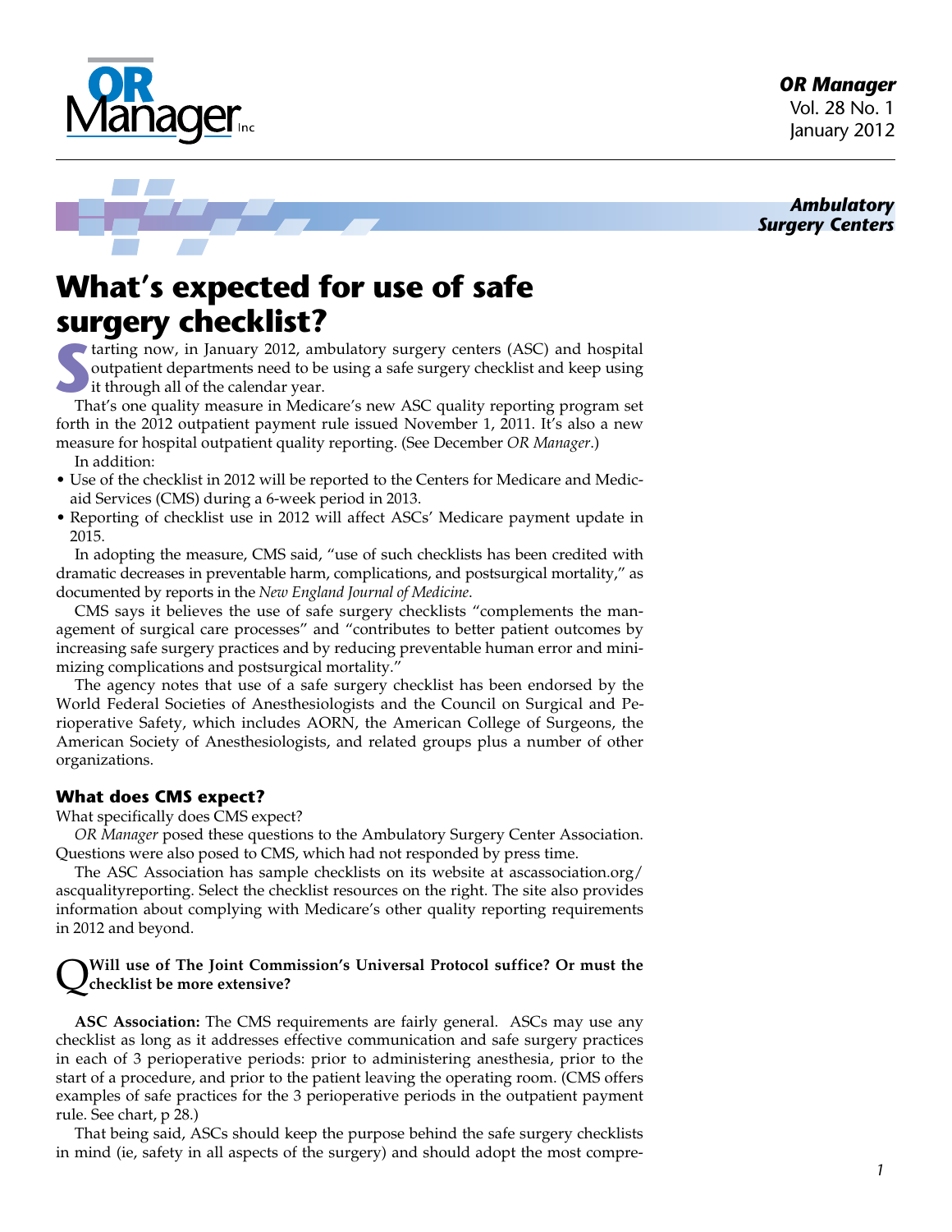Ambulatory Surgery Centers

# What's expected for use of safe surgery checklist?

Starting now, in January 2012, ambulatory surgery centers (ASC) and hospital outpatient departments need to be using a safe surgery checklist and keep using it through all of the calendar year.

That's one quality measure in Medicare's new ASC quality reporting program set forth in the 2012 outpatient payment rule issued November 1, 2011. It's also a new measure for hospital outpatient quality reporting. (See December *OR Manager*.)

In addition:

- Use of the checklist in 2012 will be reported to the Centers for Medicare and Medicaid Services (CMS) during a 6-week period in 2013.
- Reporting of checklist use in 2012 will affect ASCs' Medicare payment update in 2015.

In adopting the measure, CMS said, "use of such checklists has been credited with dramatic decreases in preventable harm, complications, and postsurgical mortality," as documented by reports in the *New England Journal of Medicine*.

CMS says it believes the use of safe surgery checklists "complements the management of surgical care processes" and "contributes to better patient outcomes by increasing safe surgery practices and by reducing preventable human error and minimizing complications and postsurgical mortality."

The agency notes that use of a safe surgery checklist has been endorsed by the World Federal Societies of Anesthesiologists and the Council on Surgical and Perioperative Safety, which includes AORN, the American College of Surgeons, the American Society of Anesthesiologists, and related groups plus a number of other organizations.

## What does CMS expect?

What specifically does CMS expect?

*OR Manager* posed these questions to the Ambulatory Surgery Center Association. Questions were also posed to CMS, which had not responded by press time.

The ASC Association has sample checklists on its website at ascassociation.org/ascqualityreporting. Select the checklist resources on the right. The site also provides information about complying with Medicare's other quality reporting requirements in 2012 and beyond.

**Q Will use of The Joint Commission's Universal Protocol suffice? Or must the checklist be more extensive?**

**ASC Association:** The CMS requirements are fairly general. ASCs may use any checklist as long as it addresses effective communication and safe surgery practices in each of 3 perioperative periods: prior to administering anesthesia, prior to the start of a procedure, and prior to the patient leaving the operating room. (CMS offers examples of safe practices for the 3 perioperative periods in the outpatient payment rule. See chart, p 28.)

That being said, ASCs should keep the purpose behind the safe surgery checklists in mind (ie, safety in all aspects of the surgery) and should adopt the most compre-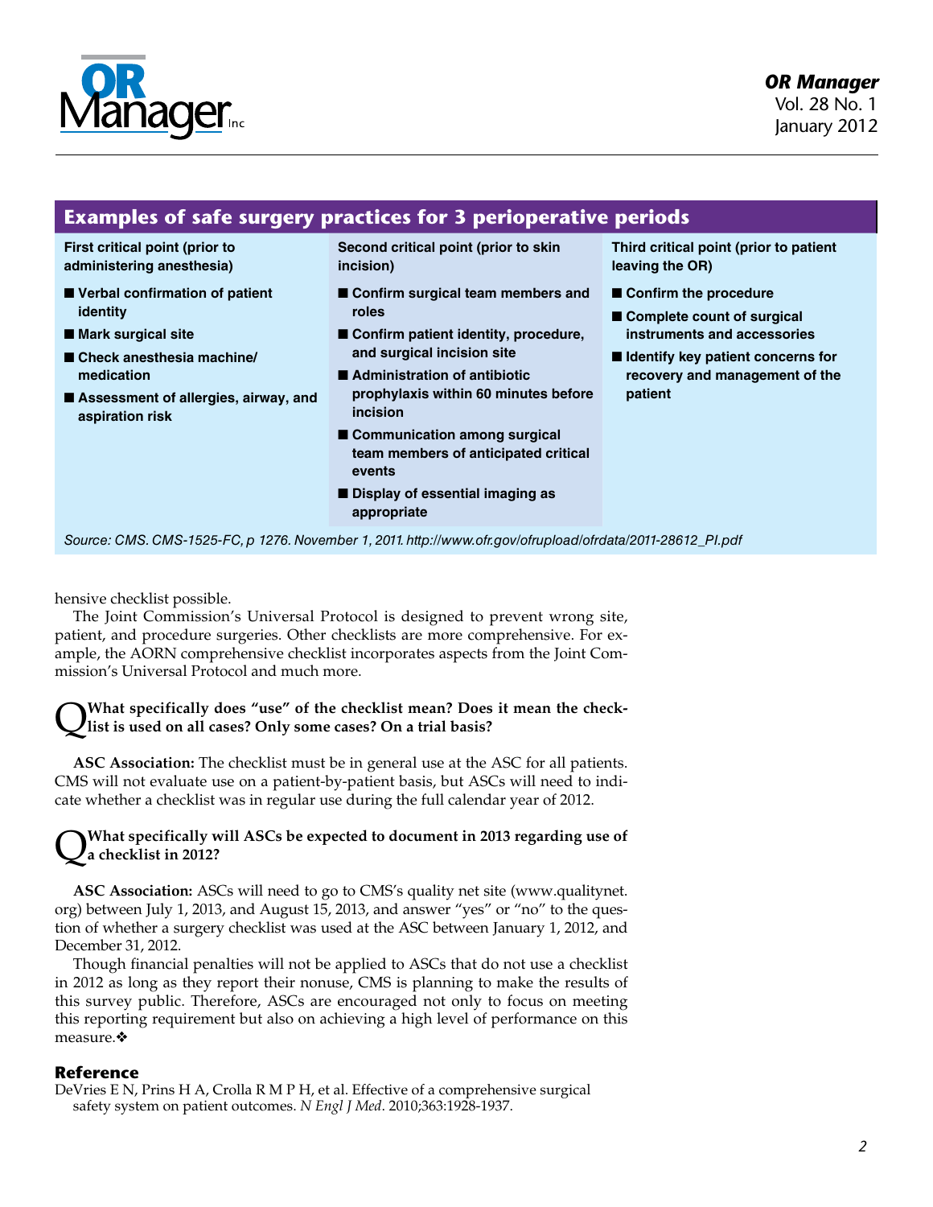## Examples of safe surgery practices for 3 perioperative periods

| First critical point (prior to administering anesthesia) | Second critical point (prior to skin incision) | Third critical point (prior to patient leaving the OR) |
|---|---|---|
| ■ Verbal confirmation of patient identity<br>■ Mark surgical site<br>■ Check anesthesia machine/ medication<br>■ Assessment of allergies, airway, and aspiration risk | ■ Confirm surgical team members and roles<br>■ Confirm patient identity, procedure, and surgical incision site<br>■ Administration of antibiotic prophylaxis within 60 minutes before incision<br>■ Communication among surgical team members of anticipated critical events<br>■ Display of essential imaging as appropriate | ■ Confirm the procedure<br>■ Complete count of surgical instruments and accessories<br>■ Identify key patient concerns for recovery and management of the patient |

*Source: CMS. CMS-1525-FC, p 1276. November 1, 2011. http://www.ofr.gov/ofrupload/ofrdata/2011-28612_PI.pdf*

hensive checklist possible.

The Joint Commission's Universal Protocol is designed to prevent wrong site, patient, and procedure surgeries. Other checklists are more comprehensive. For example, the AORN comprehensive checklist incorporates aspects from the Joint Commission's Universal Protocol and much more.

**Q What specifically does "use" of the checklist mean? Does it mean the checklist is used on all cases? Only some cases? On a trial basis?**

**ASC Association:** The checklist must be in general use at the ASC for all patients. CMS will not evaluate use on a patient-by-patient basis, but ASCs will need to indicate whether a checklist was in regular use during the full calendar year of 2012.

**Q What specifically will ASCs be expected to document in 2013 regarding use of a checklist in 2012?**

**ASC Association:** ASCs will need to go to CMS's quality net site (www.qualitynet.org) between July 1, 2013, and August 15, 2013, and answer "yes" or "no" to the question of whether a surgery checklist was used at the ASC between January 1, 2012, and December 31, 2012.

Though financial penalties will not be applied to ASCs that do not use a checklist in 2012 as long as they report their nonuse, CMS is planning to make the results of this survey public. Therefore, ASCs are encouraged not only to focus on meeting this reporting requirement but also on achieving a high level of performance on this measure.❖

### Reference

DeVries E N, Prins H A, Crolla R M P H, et al. Effective of a comprehensive surgical safety system on patient outcomes. *N Engl J Med.* 2010;363:1928-1937.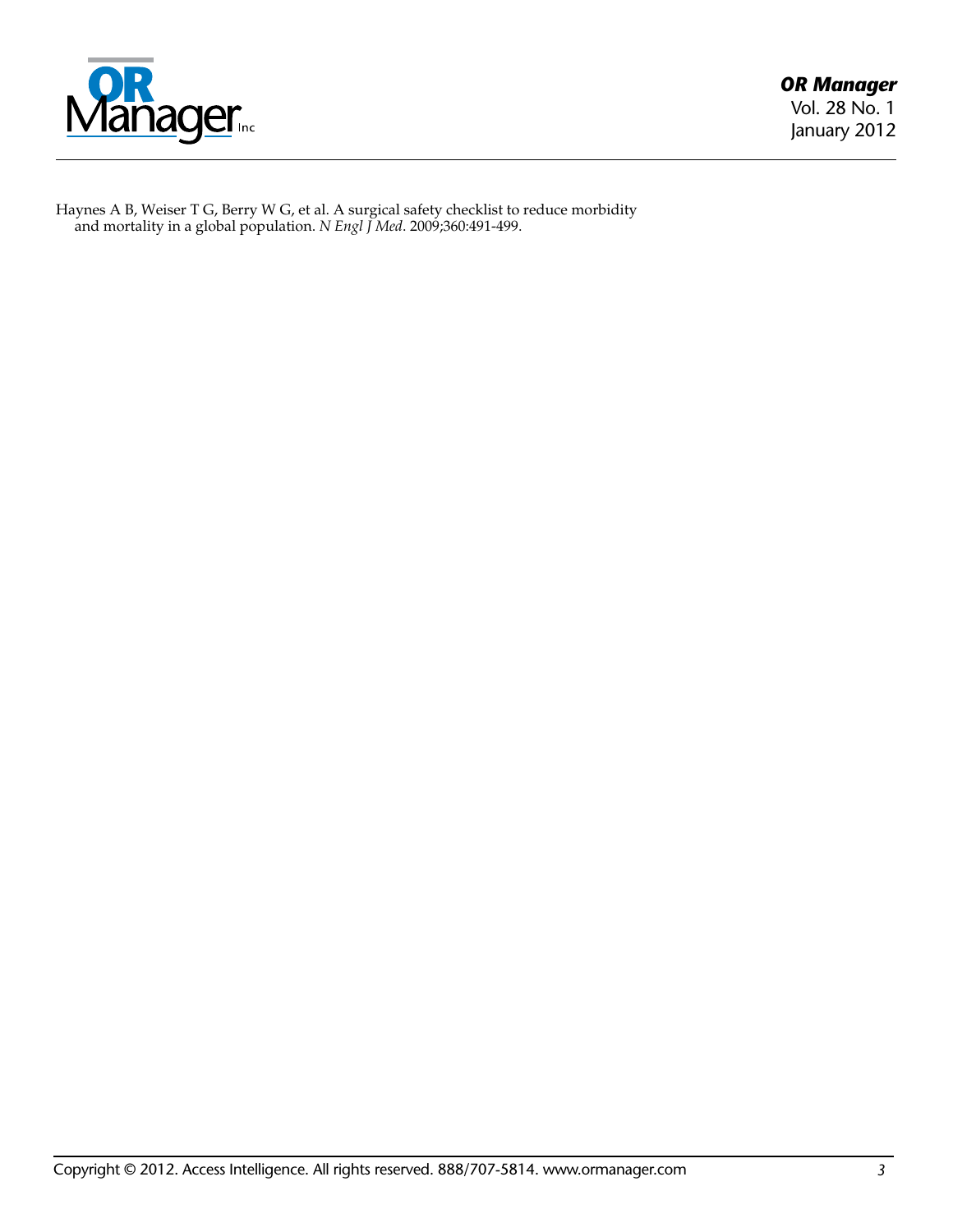Haynes A B, Weiser T G, Berry W G, et al. A surgical safety checklist to reduce morbidity and mortality in a global population. *N Engl J Med*. 2009;360:491-499.